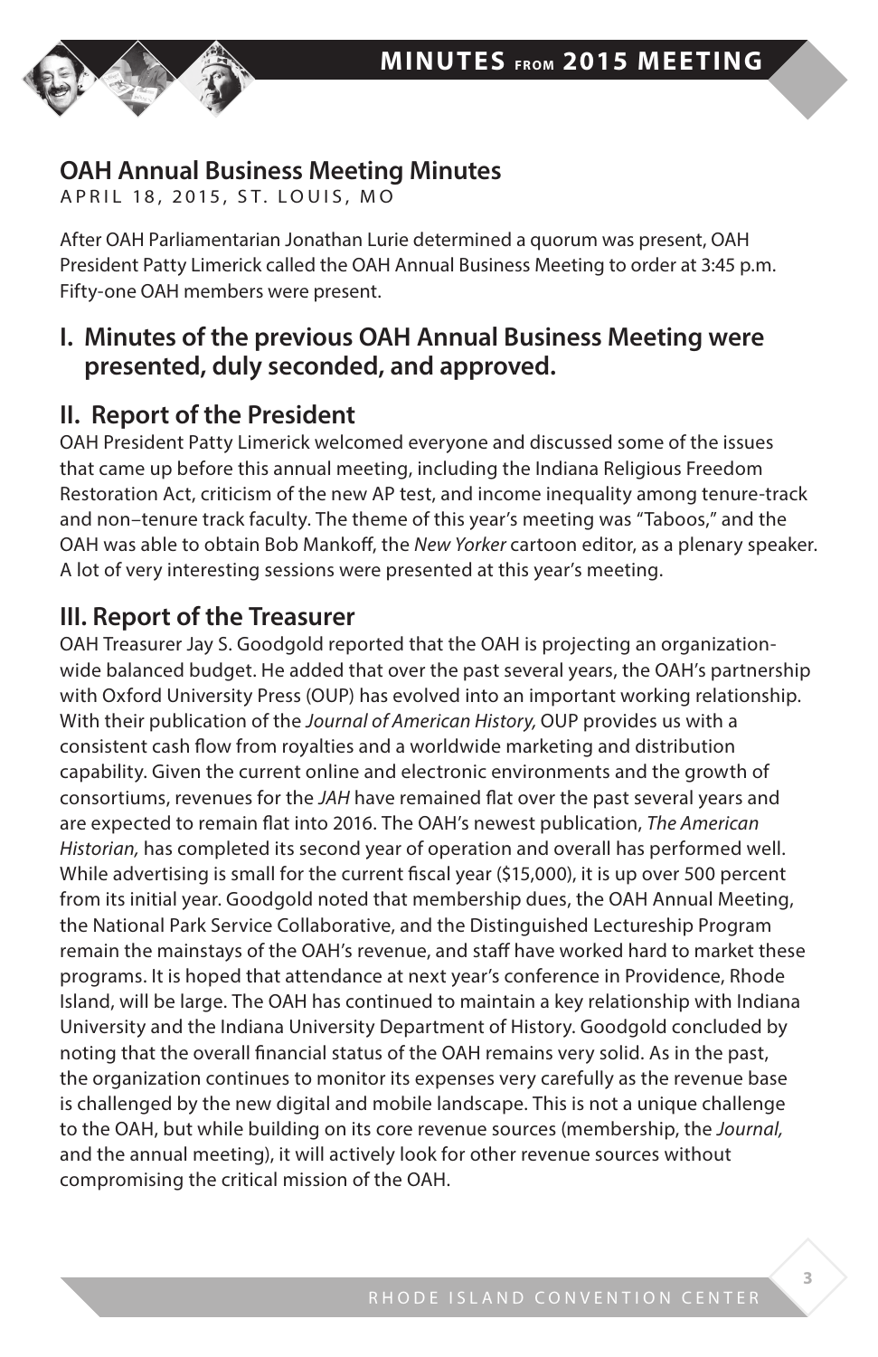# OAH Annual Business Meeting Minutes

APRIL 18, 2015, ST. LOUIS, MO

After OAH Parliamentarian Jonathan Lurie determined a quorum was present, OAH President Patty Limerick called the OAH Annual Business Meeting to order at 3:45 p.m. Fifty-one OAH members were present.

## I. Minutes of the previous OAH Annual Business Meeting were presented, duly seconded, and approved.

## II. Report of the President

OAH President Patty Limerick welcomed everyone and discussed some of the issues that came up before this annual meeting, including the Indiana Religious Freedom Restoration Act, criticism of the new AP test, and income inequality among tenure-track and non–tenure track faculty. The theme of this year's meeting was "Taboos," and the OAH was able to obtain Bob Mankoff, the *New Yorker* cartoon editor, as a plenary speaker. A lot of very interesting sessions were presented at this year's meeting.

## III. Report of the Treasurer

OAH Treasurer Jay S. Goodgold reported that the OAH is projecting an organization-wide balanced budget. He added that over the past several years, the OAH's partnership with Oxford University Press (OUP) has evolved into an important working relationship. With their publication of the *Journal of American History,* OUP provides us with a consistent cash flow from royalties and a worldwide marketing and distribution capability. Given the current online and electronic environments and the growth of consortiums, revenues for the *JAH* have remained flat over the past several years and are expected to remain flat into 2016. The OAH's newest publication, *The American Historian,* has completed its second year of operation and overall has performed well. While advertising is small for the current fiscal year ($15,000), it is up over 500 percent from its initial year. Goodgold noted that membership dues, the OAH Annual Meeting, the National Park Service Collaborative, and the Distinguished Lectureship Program remain the mainstays of the OAH's revenue, and staff have worked hard to market these programs. It is hoped that attendance at next year's conference in Providence, Rhode Island, will be large. The OAH has continued to maintain a key relationship with Indiana University and the Indiana University Department of History. Goodgold concluded by noting that the overall financial status of the OAH remains very solid. As in the past, the organization continues to monitor its expenses very carefully as the revenue base is challenged by the new digital and mobile landscape. This is not a unique challenge to the OAH, but while building on its core revenue sources (membership, the *Journal,* and the annual meeting), it will actively look for other revenue sources without compromising the critical mission of the OAH.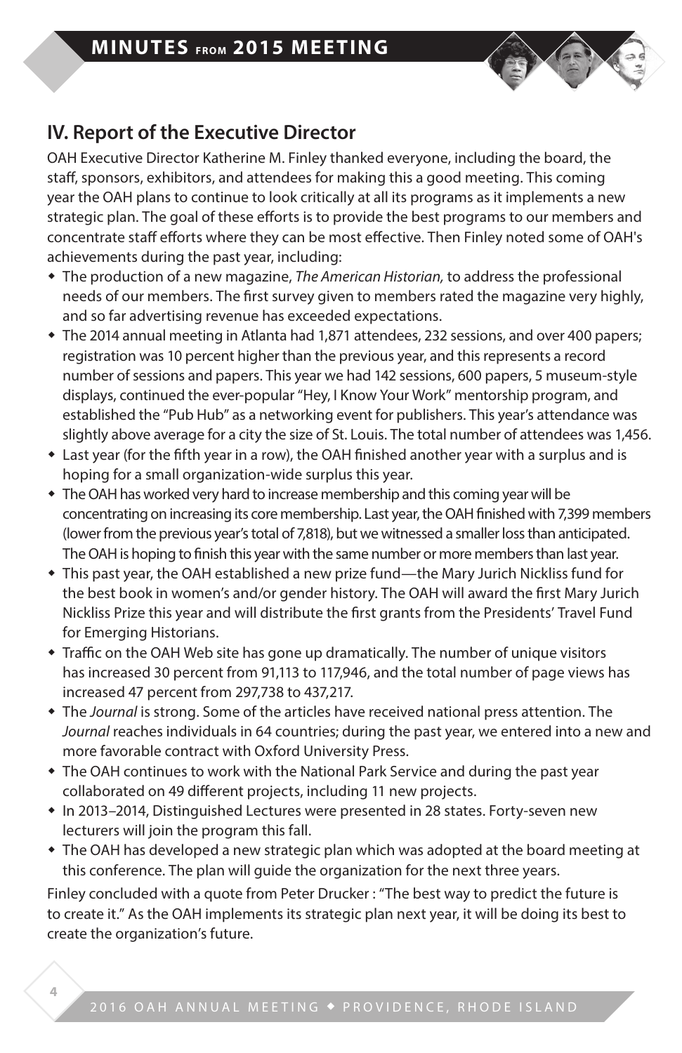## IV. Report of the Executive Director

OAH Executive Director Katherine M. Finley thanked everyone, including the board, the staff, sponsors, exhibitors, and attendees for making this a good meeting. This coming year the OAH plans to continue to look critically at all its programs as it implements a new strategic plan. The goal of these efforts is to provide the best programs to our members and concentrate staff efforts where they can be most effective. Then Finley noted some of OAH's achievements during the past year, including:

- The production of a new magazine, *The American Historian,* to address the professional needs of our members. The first survey given to members rated the magazine very highly, and so far advertising revenue has exceeded expectations.
- The 2014 annual meeting in Atlanta had 1,871 attendees, 232 sessions, and over 400 papers; registration was 10 percent higher than the previous year, and this represents a record number of sessions and papers. This year we had 142 sessions, 600 papers, 5 museum-style displays, continued the ever-popular "Hey, I Know Your Work" mentorship program, and established the "Pub Hub" as a networking event for publishers. This year's attendance was slightly above average for a city the size of St. Louis. The total number of attendees was 1,456.
- Last year (for the fifth year in a row), the OAH finished another year with a surplus and is hoping for a small organization-wide surplus this year.
- The OAH has worked very hard to increase membership and this coming year will be concentrating on increasing its core membership. Last year, the OAH finished with 7,399 members (lower from the previous year's total of 7,818), but we witnessed a smaller loss than anticipated. The OAH is hoping to finish this year with the same number or more members than last year.
- This past year, the OAH established a new prize fund—the Mary Jurich Nickliss fund for the best book in women's and/or gender history. The OAH will award the first Mary Jurich Nickliss Prize this year and will distribute the first grants from the Presidents' Travel Fund for Emerging Historians.
- Traffic on the OAH Web site has gone up dramatically. The number of unique visitors has increased 30 percent from 91,113 to 117,946, and the total number of page views has increased 47 percent from 297,738 to 437,217.
- The *Journal* is strong. Some of the articles have received national press attention. The *Journal* reaches individuals in 64 countries; during the past year, we entered into a new and more favorable contract with Oxford University Press.
- The OAH continues to work with the National Park Service and during the past year collaborated on 49 different projects, including 11 new projects.
- In 2013–2014, Distinguished Lectures were presented in 28 states. Forty-seven new lecturers will join the program this fall.
- The OAH has developed a new strategic plan which was adopted at the board meeting at this conference. The plan will guide the organization for the next three years.

Finley concluded with a quote from Peter Drucker : "The best way to predict the future is to create it." As the OAH implements its strategic plan next year, it will be doing its best to create the organization's future.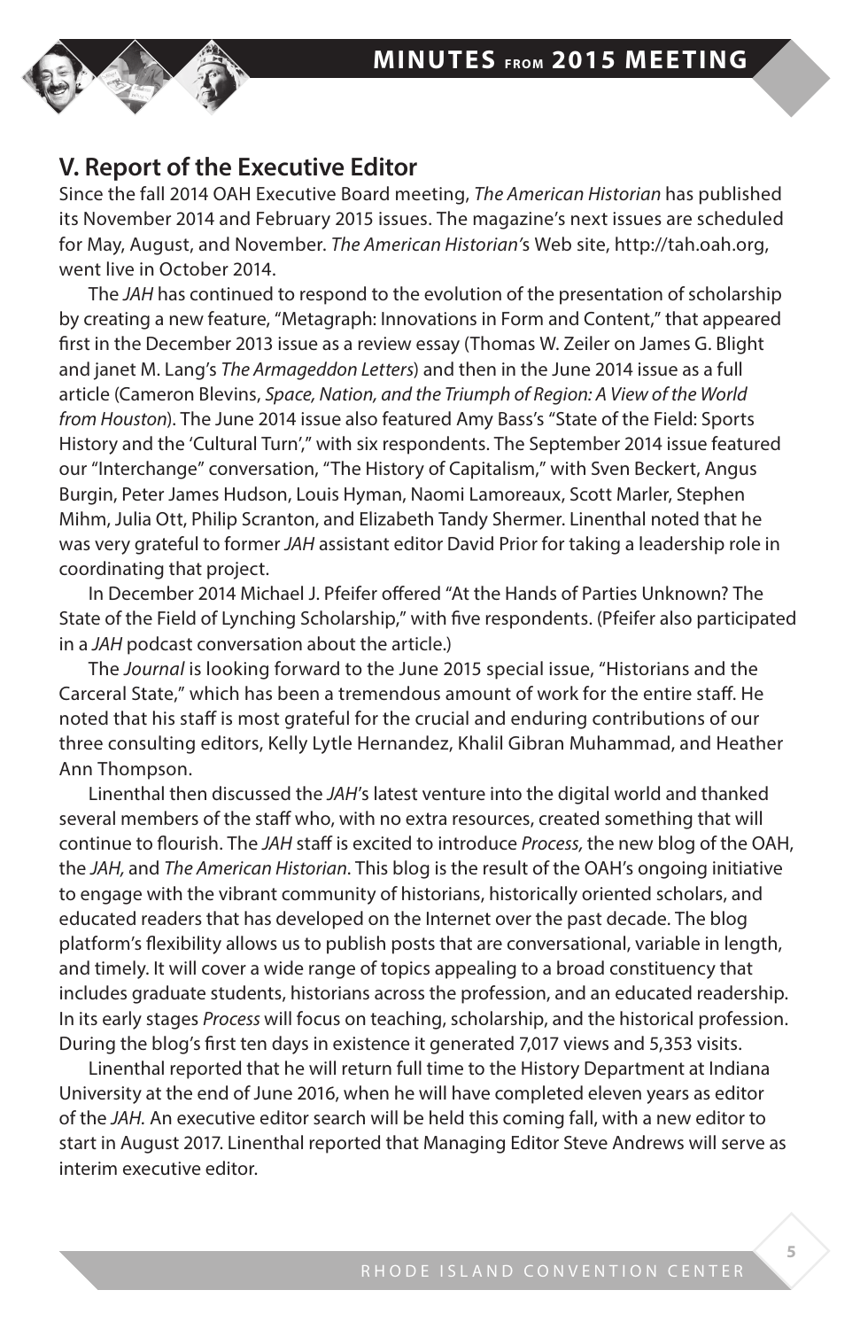## V. Report of the Executive Editor

Since the fall 2014 OAH Executive Board meeting, *The American Historian* has published its November 2014 and February 2015 issues. The magazine's next issues are scheduled for May, August, and November. *The American Historian's* Web site, http://tah.oah.org, went live in October 2014.

The *JAH* has continued to respond to the evolution of the presentation of scholarship by creating a new feature, "Metagraph: Innovations in Form and Content," that appeared first in the December 2013 issue as a review essay (Thomas W. Zeiler on James G. Blight and janet M. Lang's *The Armageddon Letters*) and then in the June 2014 issue as a full article (Cameron Blevins, *Space, Nation, and the Triumph of Region: A View of the World from Houston*). The June 2014 issue also featured Amy Bass's "State of the Field: Sports History and the 'Cultural Turn'," with six respondents. The September 2014 issue featured our "Interchange" conversation, "The History of Capitalism," with Sven Beckert, Angus Burgin, Peter James Hudson, Louis Hyman, Naomi Lamoreaux, Scott Marler, Stephen Mihm, Julia Ott, Philip Scranton, and Elizabeth Tandy Shermer. Linenthal noted that he was very grateful to former *JAH* assistant editor David Prior for taking a leadership role in coordinating that project.

In December 2014 Michael J. Pfeifer offered "At the Hands of Parties Unknown? The State of the Field of Lynching Scholarship," with five respondents. (Pfeifer also participated in a *JAH* podcast conversation about the article.)

The *Journal* is looking forward to the June 2015 special issue, "Historians and the Carceral State," which has been a tremendous amount of work for the entire staff. He noted that his staff is most grateful for the crucial and enduring contributions of our three consulting editors, Kelly Lytle Hernandez, Khalil Gibran Muhammad, and Heather Ann Thompson.

Linenthal then discussed the *JAH*'s latest venture into the digital world and thanked several members of the staff who, with no extra resources, created something that will continue to flourish. The *JAH* staff is excited to introduce *Process,* the new blog of the OAH, the *JAH,* and *The American Historian*. This blog is the result of the OAH's ongoing initiative to engage with the vibrant community of historians, historically oriented scholars, and educated readers that has developed on the Internet over the past decade. The blog platform's flexibility allows us to publish posts that are conversational, variable in length, and timely. It will cover a wide range of topics appealing to a broad constituency that includes graduate students, historians across the profession, and an educated readership. In its early stages *Process* will focus on teaching, scholarship, and the historical profession. During the blog's first ten days in existence it generated 7,017 views and 5,353 visits.

Linenthal reported that he will return full time to the History Department at Indiana University at the end of June 2016, when he will have completed eleven years as editor of the *JAH.* An executive editor search will be held this coming fall, with a new editor to start in August 2017. Linenthal reported that Managing Editor Steve Andrews will serve as interim executive editor.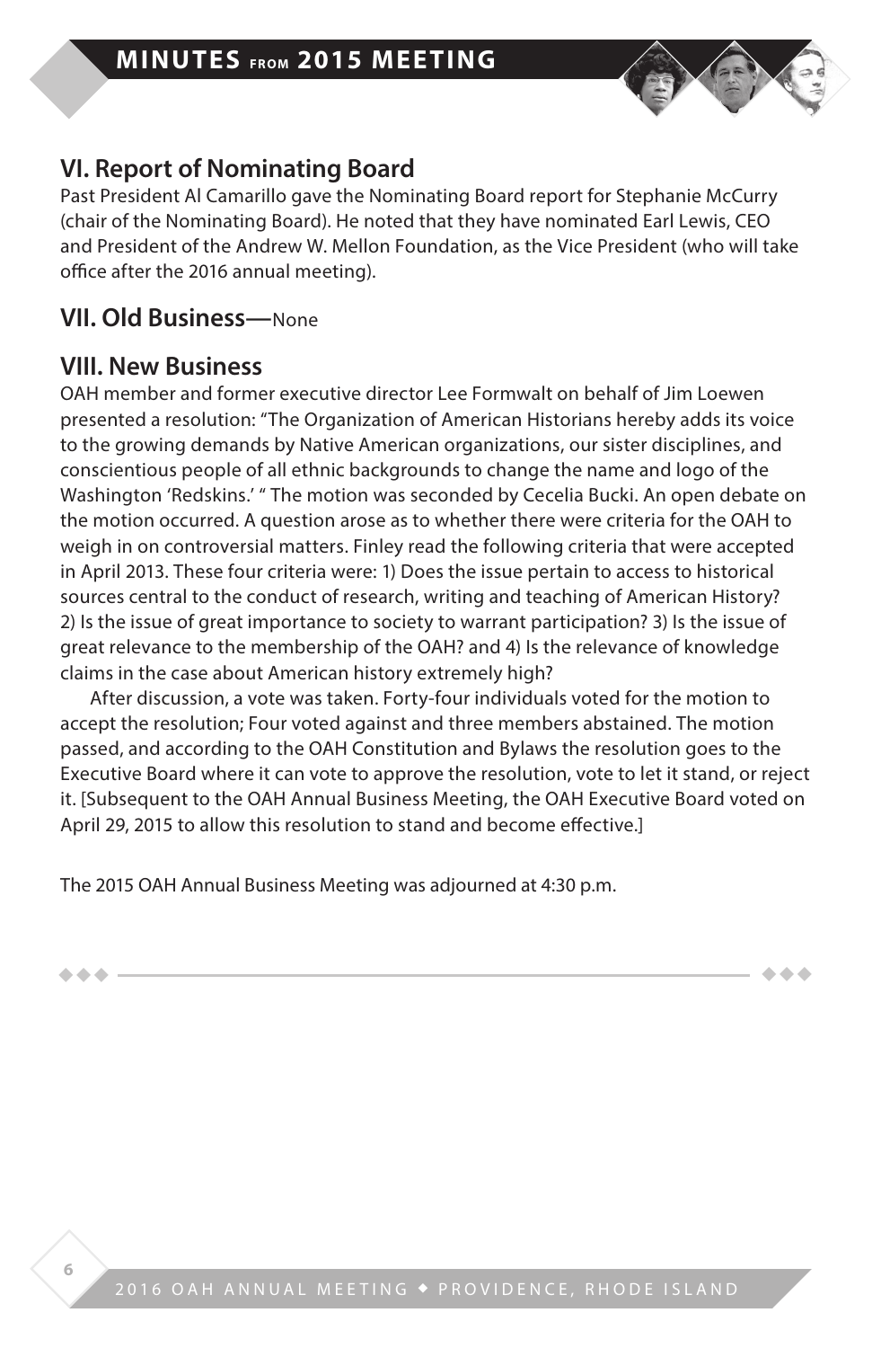## VI. Report of Nominating Board

Past President Al Camarillo gave the Nominating Board report for Stephanie McCurry (chair of the Nominating Board). He noted that they have nominated Earl Lewis, CEO and President of the Andrew W. Mellon Foundation, as the Vice President (who will take office after the 2016 annual meeting).

## VII. Old Business—None

## VIII. New Business

OAH member and former executive director Lee Formwalt on behalf of Jim Loewen presented a resolution: "The Organization of American Historians hereby adds its voice to the growing demands by Native American organizations, our sister disciplines, and conscientious people of all ethnic backgrounds to change the name and logo of the Washington 'Redskins.' " The motion was seconded by Cecelia Bucki. An open debate on the motion occurred. A question arose as to whether there were criteria for the OAH to weigh in on controversial matters. Finley read the following criteria that were accepted in April 2013. These four criteria were: 1) Does the issue pertain to access to historical sources central to the conduct of research, writing and teaching of American History? 2) Is the issue of great importance to society to warrant participation? 3) Is the issue of great relevance to the membership of the OAH? and 4) Is the relevance of knowledge claims in the case about American history extremely high?

After discussion, a vote was taken. Forty-four individuals voted for the motion to accept the resolution; Four voted against and three members abstained. The motion passed, and according to the OAH Constitution and Bylaws the resolution goes to the Executive Board where it can vote to approve the resolution, vote to let it stand, or reject it. [Subsequent to the OAH Annual Business Meeting, the OAH Executive Board voted on April 29, 2015 to allow this resolution to stand and become effective.]

The 2015 OAH Annual Business Meeting was adjourned at 4:30 p.m.